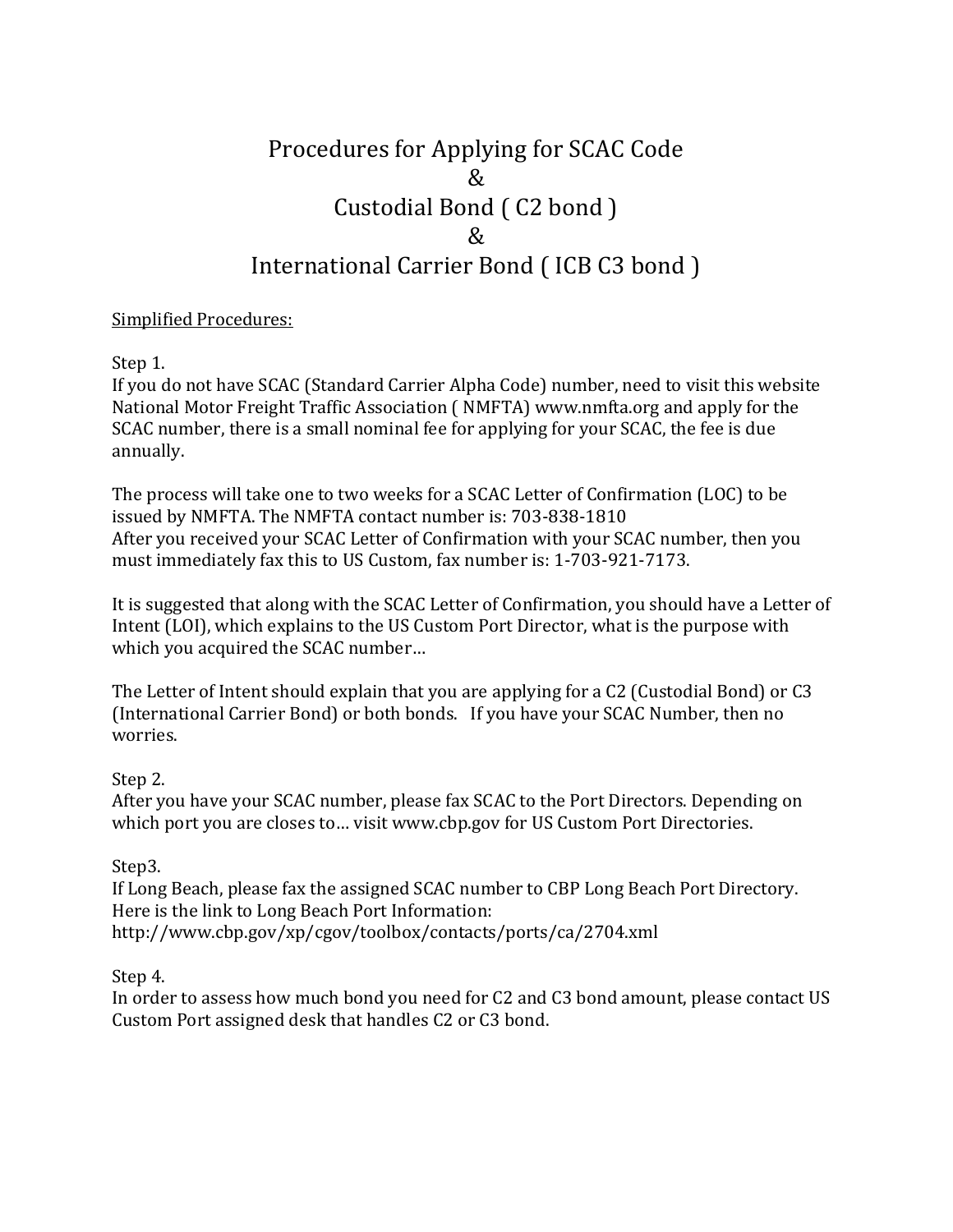# Procedures for Applying for SCAC Code & Custodial Bond ( C2 bond ) & International Carrier Bond ( ICB C3 bond )

Simplified Procedures:

Step 1.
If you do not have SCAC (Standard Carrier Alpha Code) number, need to visit this website National Motor Freight Traffic Association ( NMFTA) www.nmfta.org and apply for the SCAC number, there is a small nominal fee for applying for your SCAC, the fee is due annually.

The process will take one to two weeks for a SCAC Letter of Confirmation (LOC) to be issued by NMFTA. The NMFTA contact number is: 703-838-1810
After you received your SCAC Letter of Confirmation with your SCAC number, then you must immediately fax this to US Custom, fax number is: 1-703-921-7173.

It is suggested that along with the SCAC Letter of Confirmation, you should have a Letter of Intent (LOI), which explains to the US Custom Port Director, what is the purpose with which you acquired the SCAC number…

The Letter of Intent should explain that you are applying for a C2 (Custodial Bond) or C3 (International Carrier Bond) or both bonds. If you have your SCAC Number, then no worries.

Step 2.
After you have your SCAC number, please fax SCAC to the Port Directors. Depending on which port you are closes to… visit www.cbp.gov for US Custom Port Directories.

Step3.
If Long Beach, please fax the assigned SCAC number to CBP Long Beach Port Directory. Here is the link to Long Beach Port Information:
http://www.cbp.gov/xp/cgov/toolbox/contacts/ports/ca/2704.xml

Step 4.
In order to assess how much bond you need for C2 and C3 bond amount, please contact US Custom Port assigned desk that handles C2 or C3 bond.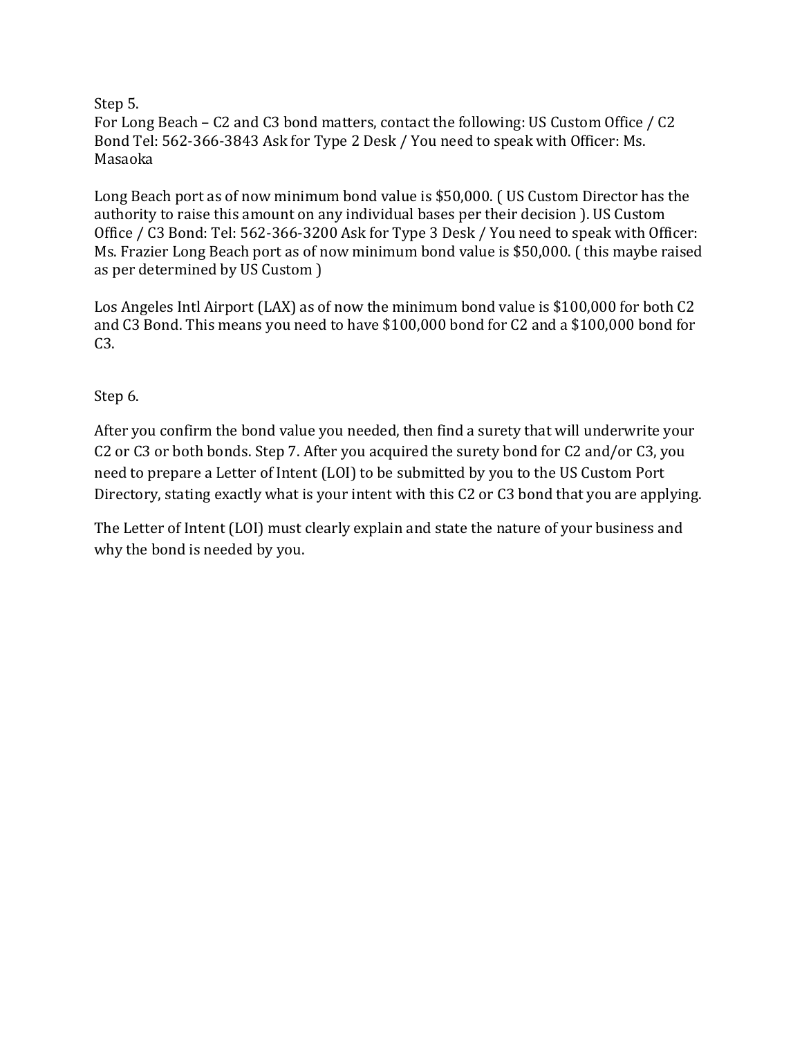Step 5.
For Long Beach – C2 and C3 bond matters, contact the following: US Custom Office / C2 Bond Tel: 562-366-3843 Ask for Type 2 Desk / You need to speak with Officer: Ms. Masaoka

Long Beach port as of now minimum bond value is $50,000. ( US Custom Director has the authority to raise this amount on any individual bases per their decision ). US Custom Office / C3 Bond: Tel: 562-366-3200 Ask for Type 3 Desk / You need to speak with Officer: Ms. Frazier Long Beach port as of now minimum bond value is $50,000. ( this maybe raised as per determined by US Custom )

Los Angeles Intl Airport (LAX) as of now the minimum bond value is $100,000 for both C2 and C3 Bond. This means you need to have $100,000 bond for C2 and a $100,000 bond for C3.

Step 6.

After you confirm the bond value you needed, then find a surety that will underwrite your C2 or C3 or both bonds. Step 7. After you acquired the surety bond for C2 and/or C3, you need to prepare a Letter of Intent (LOI) to be submitted by you to the US Custom Port Directory, stating exactly what is your intent with this C2 or C3 bond that you are applying.

The Letter of Intent (LOI) must clearly explain and state the nature of your business and why the bond is needed by you.